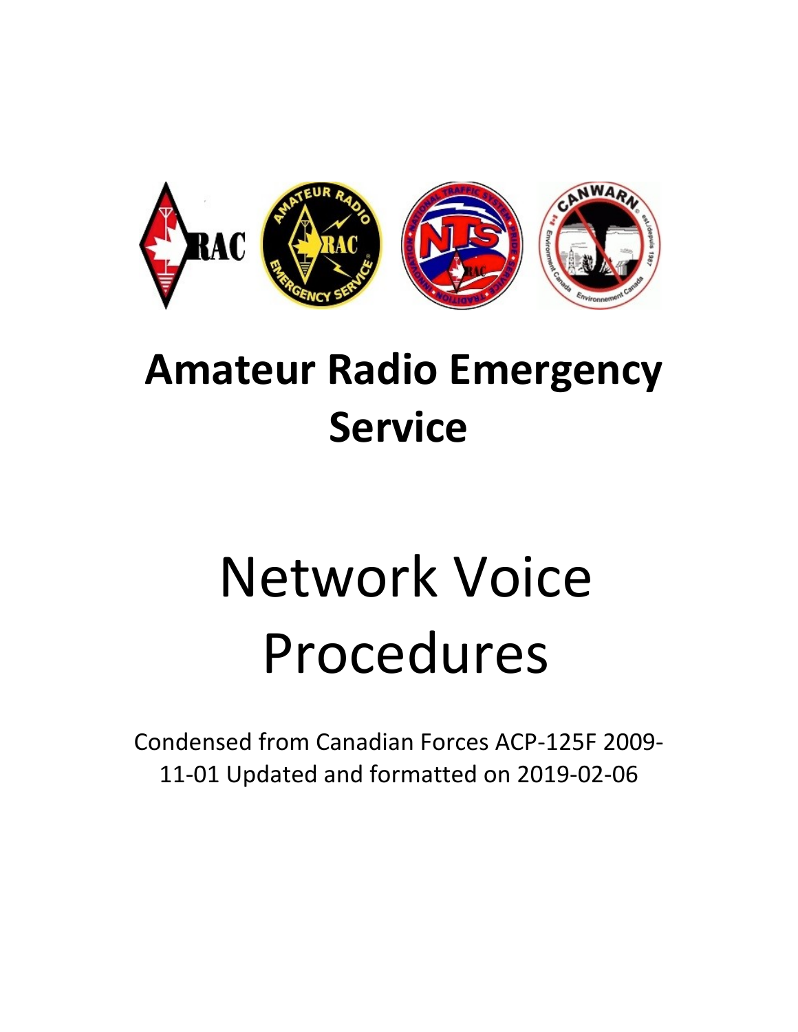# Amateur Radio Emergency Service

# Network Voice Procedures

Condensed from Canadian Forces ACP-125F 2009-11-01 Updated and formatted on 2019-02-06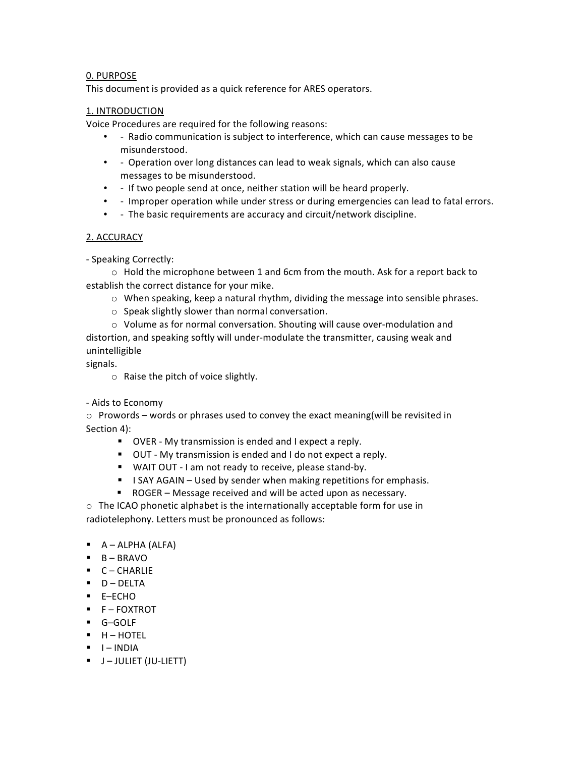## 0. PURPOSE

This document is provided as a quick reference for ARES operators.

## 1. INTRODUCTION

Voice Procedures are required for the following reasons:

- Radio communication is subject to interference, which can cause messages to be misunderstood.
- Operation over long distances can lead to weak signals, which can also cause messages to be misunderstood.
- If two people send at once, neither station will be heard properly.
- Improper operation while under stress or during emergencies can lead to fatal errors.
- The basic requirements are accuracy and circuit/network discipline.

## 2. ACCURACY

- Speaking Correctly:
  - Hold the microphone between 1 and 6cm from the mouth. Ask for a report back to establish the correct distance for your mike.
  - When speaking, keep a natural rhythm, dividing the message into sensible phrases.
  - Speak slightly slower than normal conversation.
  - Volume as for normal conversation. Shouting will cause over-modulation and distortion, and speaking softly will under-modulate the transmitter, causing weak and unintelligible signals.
  - Raise the pitch of voice slightly.

- Aids to Economy
  - Prowords – words or phrases used to convey the exact meaning(will be revisited in Section 4):
    - OVER - My transmission is ended and I expect a reply.
    - OUT - My transmission is ended and I do not expect a reply.
    - WAIT OUT - I am not ready to receive, please stand-by.
    - I SAY AGAIN – Used by sender when making repetitions for emphasis.
    - ROGER – Message received and will be acted upon as necessary.
  - The ICAO phonetic alphabet is the internationally acceptable form for use in radiotelephony. Letters must be pronounced as follows:

- A – ALPHA (ALFA)
- B – BRAVO
- C – CHARLIE
- D – DELTA
- E–ECHO
- F – FOXTROT
- G–GOLF
- H – HOTEL
- I – INDIA
- J – JULIET (JU-LIETT)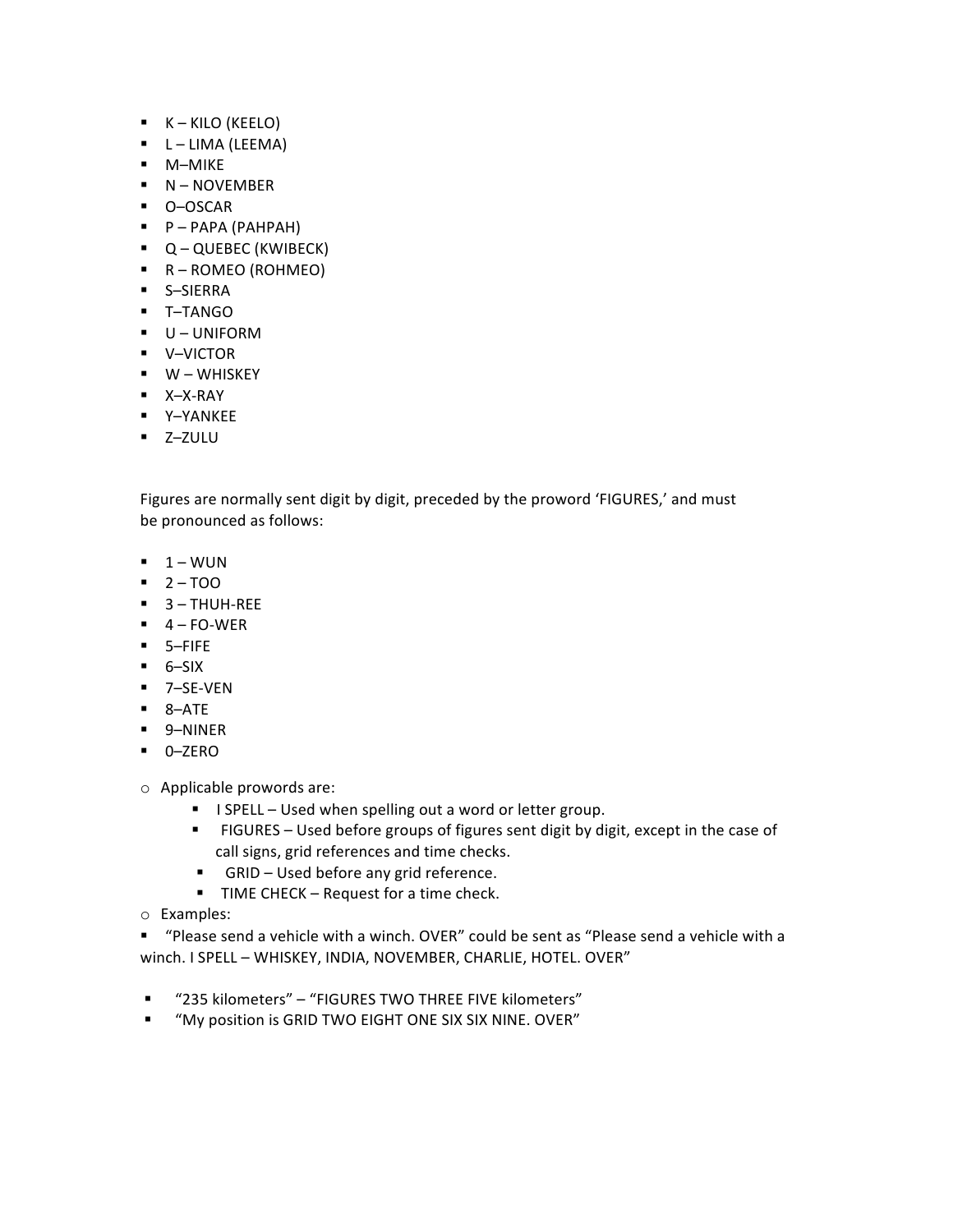- K – KILO (KEELO)
- L – LIMA (LEEMA)
- M–MIKE
- N – NOVEMBER
- O–OSCAR
- P – PAPA (PAHPAH)
- Q – QUEBEC (KWIBECK)
- R – ROMEO (ROHMEO)
- S–SIERRA
- T–TANGO
- U – UNIFORM
- V–VICTOR
- W – WHISKEY
- X–X-RAY
- Y–YANKEE
- Z–ZULU

Figures are normally sent digit by digit, preceded by the proword 'FIGURES,' and must be pronounced as follows:

- 1 – WUN
- 2 – TOO
- 3 – THUH-REE
- 4 – FO-WER
- 5–FIFE
- 6–SIX
- 7–SE-VEN
- 8–ATE
- 9–NINER
- 0–ZERO

- Applicable prowords are:
  - I SPELL – Used when spelling out a word or letter group.
  - FIGURES – Used before groups of figures sent digit by digit, except in the case of call signs, grid references and time checks.
  - GRID – Used before any grid reference.
  - TIME CHECK – Request for a time check.
- Examples:

- "Please send a vehicle with a winch. OVER" could be sent as "Please send a vehicle with a winch. I SPELL – WHISKEY, INDIA, NOVEMBER, CHARLIE, HOTEL. OVER"
- "235 kilometers" – "FIGURES TWO THREE FIVE kilometers"
- "My position is GRID TWO EIGHT ONE SIX SIX NINE. OVER"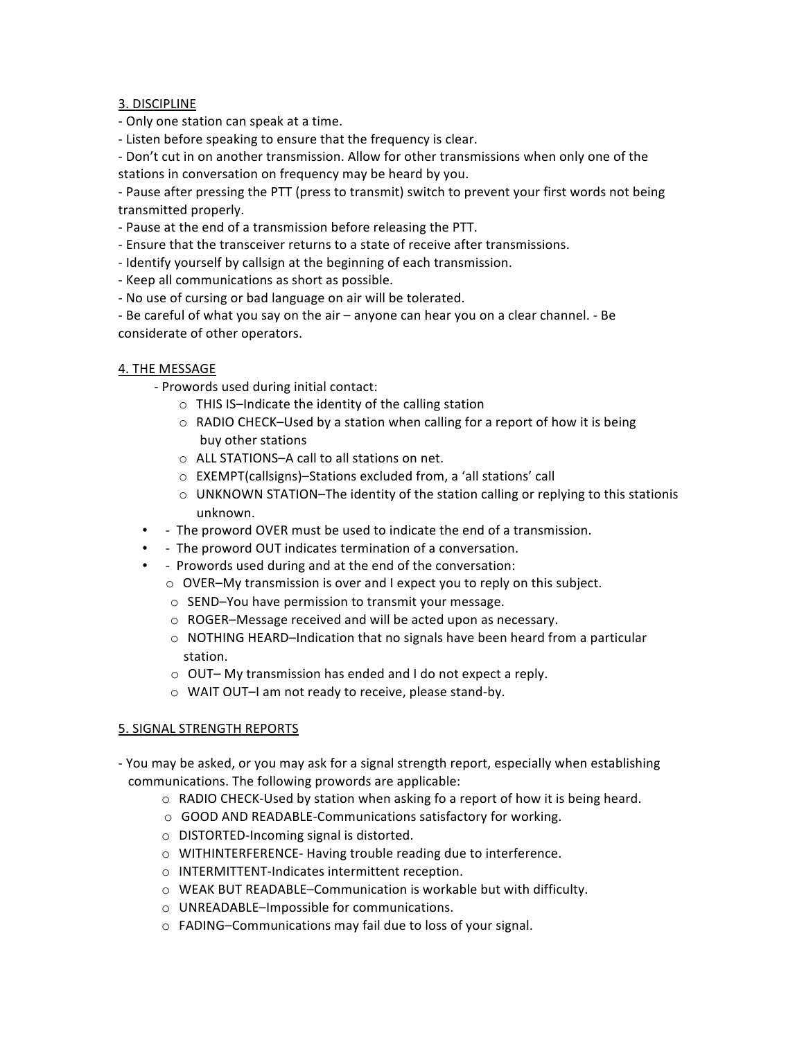## 3. DISCIPLINE

- Only one station can speak at a time.
- Listen before speaking to ensure that the frequency is clear.
- Don't cut in on another transmission. Allow for other transmissions when only one of the stations in conversation on frequency may be heard by you.
- Pause after pressing the PTT (press to transmit) switch to prevent your first words not being transmitted properly.
- Pause at the end of a transmission before releasing the PTT.
- Ensure that the transceiver returns to a state of receive after transmissions.
- Identify yourself by callsign at the beginning of each transmission.
- Keep all communications as short as possible.
- No use of cursing or bad language on air will be tolerated.
- Be careful of what you say on the air – anyone can hear you on a clear channel. - Be considerate of other operators.

## 4. THE MESSAGE

- Prowords used during initial contact:
  - THIS IS–Indicate the identity of the calling station
  - RADIO CHECK–Used by a station when calling for a report of how it is being buy other stations
  - ALL STATIONS–A call to all stations on net.
  - EXEMPT(callsigns)–Stations excluded from, a 'all stations' call
  - UNKNOWN STATION–The identity of the station calling or replying to this stationis unknown.
- The proword OVER must be used to indicate the end of a transmission.
- The proword OUT indicates termination of a conversation.
- Prowords used during and at the end of the conversation:
  - OVER–My transmission is over and I expect you to reply on this subject.
  - SEND–You have permission to transmit your message.
  - ROGER–Message received and will be acted upon as necessary.
  - NOTHING HEARD–Indication that no signals have been heard from a particular station.
  - OUT– My transmission has ended and I do not expect a reply.
  - WAIT OUT–I am not ready to receive, please stand-by.

## 5. SIGNAL STRENGTH REPORTS

- You may be asked, or you may ask for a signal strength report, especially when establishing communications. The following prowords are applicable:
  - RADIO CHECK-Used by station when asking fo a report of how it is being heard.
  - GOOD AND READABLE-Communications satisfactory for working.
  - DISTORTED-Incoming signal is distorted.
  - WITHINTERFERENCE- Having trouble reading due to interference.
  - INTERMITTENT-Indicates intermittent reception.
  - WEAK BUT READABLE–Communication is workable but with difficulty.
  - UNREADABLE–Impossible for communications.
  - FADING–Communications may fail due to loss of your signal.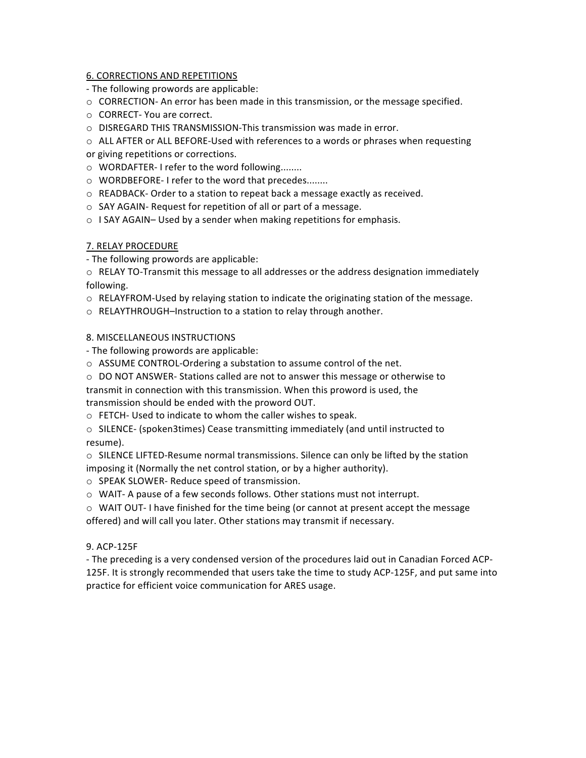## 6. CORRECTIONS AND REPETITIONS

- The following prowords are applicable:

- CORRECTION- An error has been made in this transmission, or the message specified.
- CORRECT- You are correct.
- DISREGARD THIS TRANSMISSION-This transmission was made in error.
- ALL AFTER or ALL BEFORE-Used with references to a words or phrases when requesting or giving repetitions or corrections.
- WORDAFTER- I refer to the word following........
- WORDBEFORE- I refer to the word that precedes........
- READBACK- Order to a station to repeat back a message exactly as received.
- SAY AGAIN- Request for repetition of all or part of a message.
- I SAY AGAIN– Used by a sender when making repetitions for emphasis.

## 7. RELAY PROCEDURE

- The following prowords are applicable:

- RELAY TO-Transmit this message to all addresses or the address designation immediately following.
- RELAYFROM-Used by relaying station to indicate the originating station of the message.
- RELAYTHROUGH–Instruction to a station to relay through another.

## 8. MISCELLANEOUS INSTRUCTIONS

- The following prowords are applicable:

- ASSUME CONTROL-Ordering a substation to assume control of the net.
- DO NOT ANSWER- Stations called are not to answer this message or otherwise to transmit in connection with this transmission. When this proword is used, the transmission should be ended with the proword OUT.
- FETCH- Used to indicate to whom the caller wishes to speak.
- SILENCE- (spoken3times) Cease transmitting immediately (and until instructed to resume).
- SILENCE LIFTED-Resume normal transmissions. Silence can only be lifted by the station imposing it (Normally the net control station, or by a higher authority).
- SPEAK SLOWER- Reduce speed of transmission.
- WAIT- A pause of a few seconds follows. Other stations must not interrupt.
- WAIT OUT- I have finished for the time being (or cannot at present accept the message offered) and will call you later. Other stations may transmit if necessary.

## 9. ACP-125F

- The preceding is a very condensed version of the procedures laid out in Canadian Forced ACP-125F. It is strongly recommended that users take the time to study ACP-125F, and put same into practice for efficient voice communication for ARES usage.